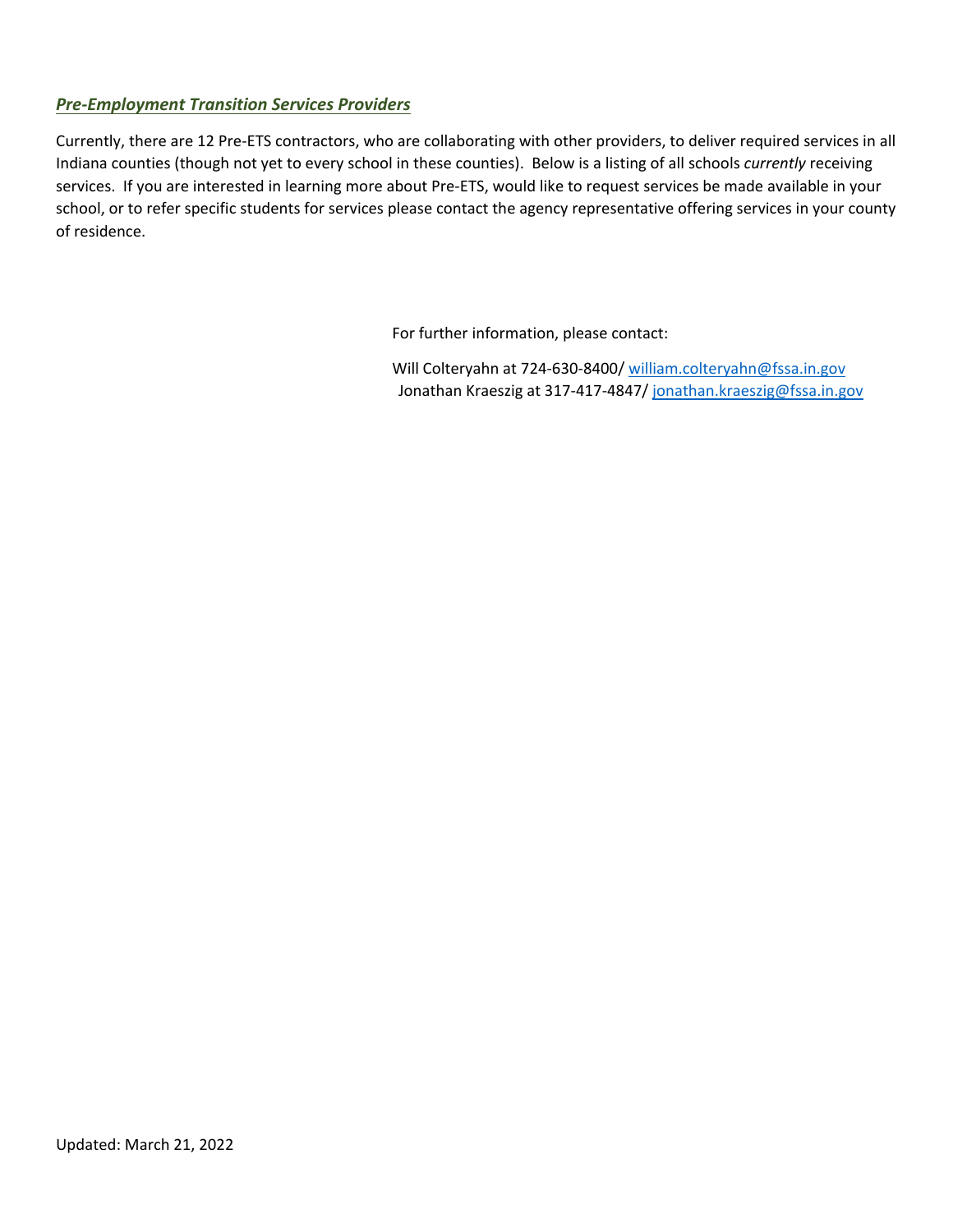## ***Pre-Employment Transition Services Providers***

Currently, there are 12 Pre-ETS contractors, who are collaborating with other providers, to deliver required services in all Indiana counties (though not yet to every school in these counties). Below is a listing of all schools *currently* receiving services. If you are interested in learning more about Pre-ETS, would like to request services be made available in your school, or to refer specific students for services please contact the agency representative offering services in your county of residence.

For further information, please contact:

Will Colteryahn at 724-630-8400/ william.colteryahn@fssa.in.gov
Jonathan Kraeszig at 317-417-4847/ jonathan.kraeszig@fssa.in.gov

Updated: March 21, 2022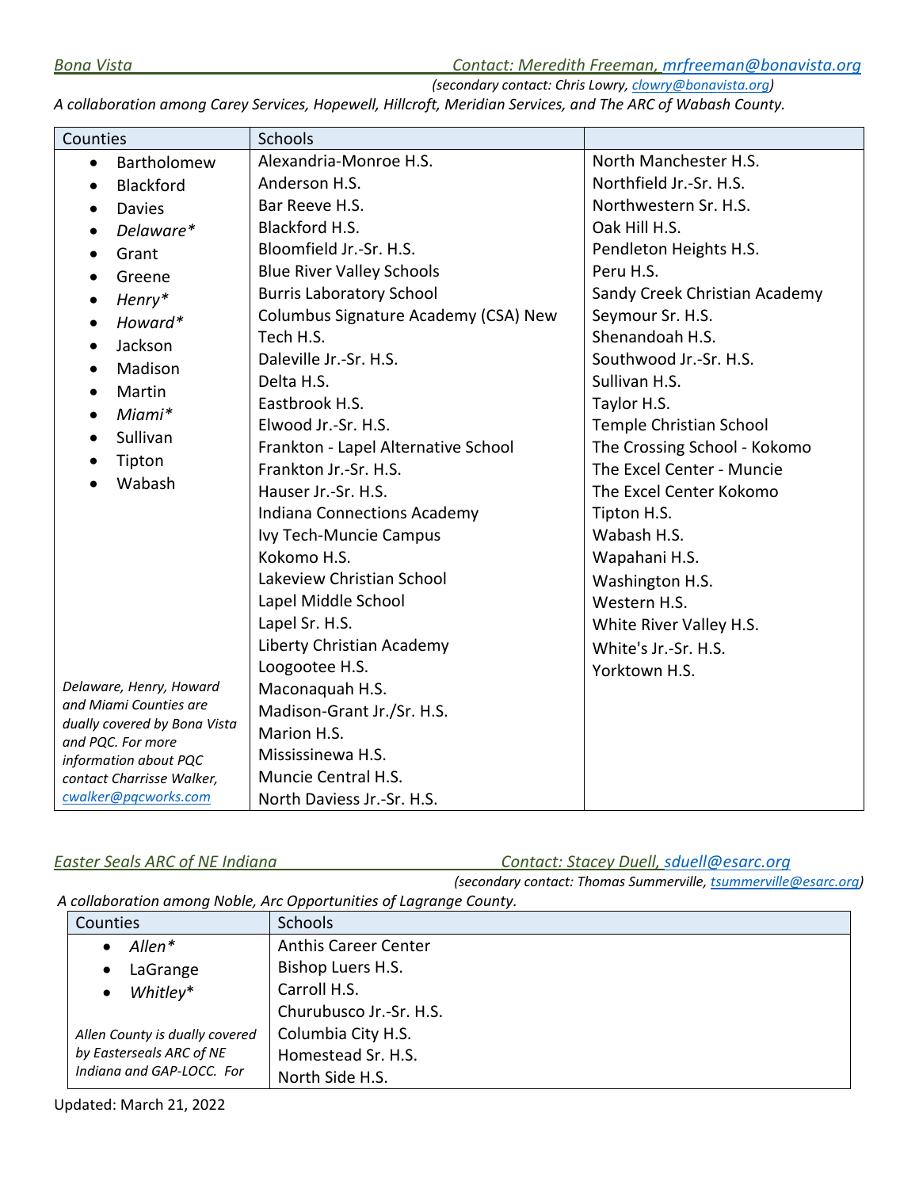*Bona Vista* *Contact: Meredith Freeman, mrfreeman@bonavista.org*

*(secondary contact: Chris Lowry, clowry@bonavista.org)*

*A collaboration among Carey Services, Hopewell, Hillcroft, Meridian Services, and The ARC of Wabash County.*

| Counties | Schools | |
|---|---|---|
| • Bartholomew<br>• Blackford<br>• Davies<br>• *Delaware\**<br>• Grant<br>• Greene<br>• *Henry\**<br>• *Howard\**<br>• Jackson<br>• Madison<br>• Martin<br>• *Miami\**<br>• Sullivan<br>• Tipton<br>• Wabash<br><br>*Delaware, Henry, Howard and Miami Counties are dually covered by Bona Vista and PQC. For more information about PQC contact Charrisse Walker, cwalker@pqcworks.com* | Alexandria-Monroe H.S.<br>Anderson H.S.<br>Bar Reeve H.S.<br>Blackford H.S.<br>Bloomfield Jr.-Sr. H.S.<br>Blue River Valley Schools<br>Burris Laboratory School<br>Columbus Signature Academy (CSA) New Tech H.S.<br>Daleville Jr.-Sr. H.S.<br>Delta H.S.<br>Eastbrook H.S.<br>Elwood Jr.-Sr. H.S.<br>Frankton - Lapel Alternative School<br>Frankton Jr.-Sr. H.S.<br>Hauser Jr.-Sr. H.S.<br>Indiana Connections Academy<br>Ivy Tech-Muncie Campus<br>Kokomo H.S.<br>Lakeview Christian School<br>Lapel Middle School<br>Lapel Sr. H.S.<br>Liberty Christian Academy<br>Loogootee H.S.<br>Maconaquah H.S.<br>Madison-Grant Jr./Sr. H.S.<br>Marion H.S.<br>Mississinewa H.S.<br>Muncie Central H.S.<br>North Daviess Jr.-Sr. H.S. | North Manchester H.S.<br>Northfield Jr.-Sr. H.S.<br>Northwestern Sr. H.S.<br>Oak Hill H.S.<br>Pendleton Heights H.S.<br>Peru H.S.<br>Sandy Creek Christian Academy<br>Seymour Sr. H.S.<br>Shenandoah H.S.<br>Southwood Jr.-Sr. H.S.<br>Sullivan H.S.<br>Taylor H.S.<br>Temple Christian School<br>The Crossing School - Kokomo<br>The Excel Center - Muncie<br>The Excel Center Kokomo<br>Tipton H.S.<br>Wabash H.S.<br>Wapahani H.S.<br>Washington H.S.<br>Western H.S.<br>White River Valley H.S.<br>White's Jr.-Sr. H.S.<br>Yorktown H.S. |

*Easter Seals ARC of NE Indiana* *Contact: Stacey Duell, sduell@esarc.org*

*(secondary contact: Thomas Summerville, tsummerville@esarc.org)*

*A collaboration among Noble, Arc Opportunities of Lagrange County.*

| Counties | Schools |
|---|---|
| • *Allen\**<br>• LaGrange<br>• *Whitley\**<br><br>*Allen County is dually covered by Easterseals ARC of NE Indiana and GAP-LOCC. For* | Anthis Career Center<br>Bishop Luers H.S.<br>Carroll H.S.<br>Churubusco Jr.-Sr. H.S.<br>Columbia City H.S.<br>Homestead Sr. H.S.<br>North Side H.S. |

Updated: March 21, 2022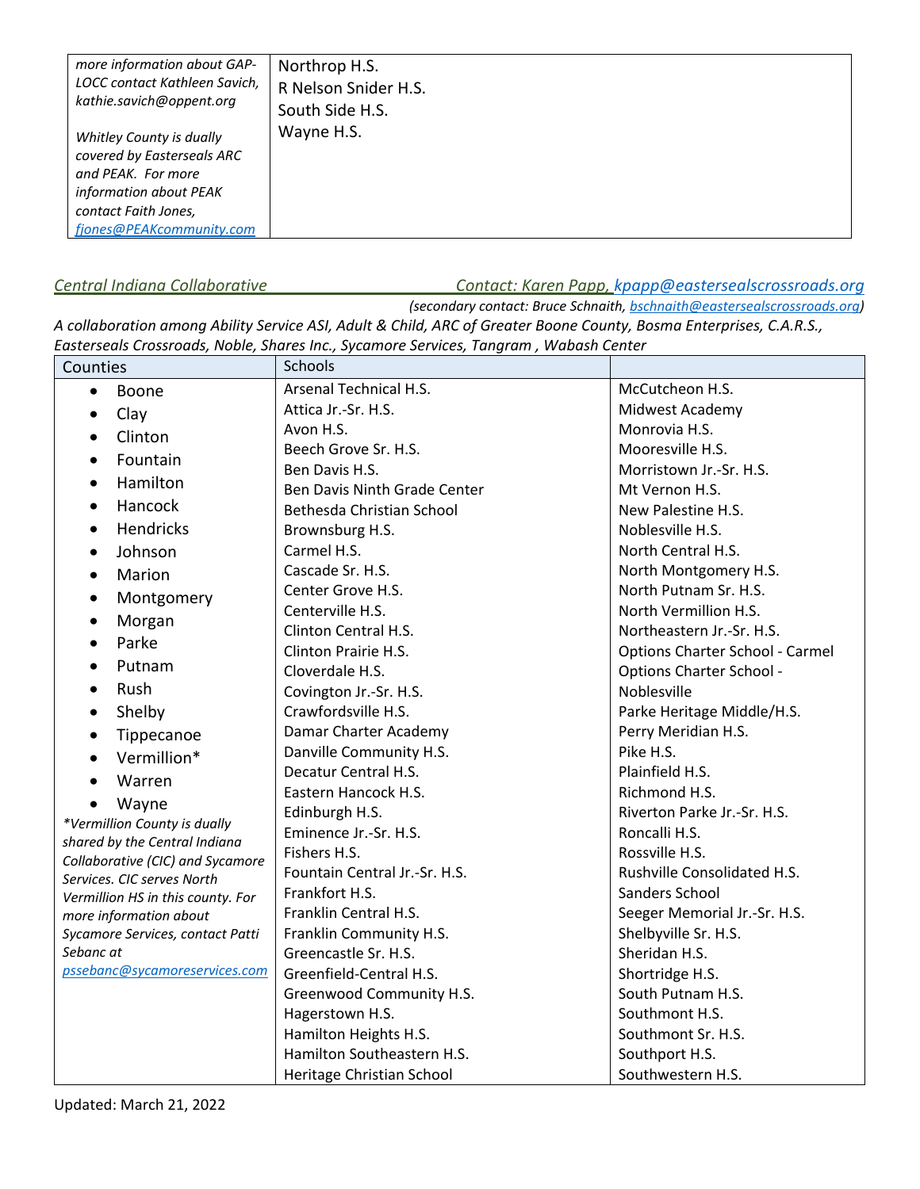| | |
|---|---|
| *more information about GAP-LOCC contact Kathleen Savich, kathie.savich@oppent.org*<br><br>*Whitley County is dually covered by Easterseals ARC and PEAK. For more information about PEAK contact Faith Jones, fjones@PEAKcommunity.com* | Northrop H.S.<br>R Nelson Snider H.S.<br>South Side H.S.<br>Wayne H.S. |

*Central Indiana Collaborative* — *Contact: Karen Papp, kpapp@eastersealscrossroads.org*

*(secondary contact: Bruce Schnaith, bschnaith@eastersealscrossroads.org)*

*A collaboration among Ability Service ASI, Adult & Child, ARC of Greater Boone County, Bosma Enterprises, C.A.R.S., Easterseals Crossroads, Noble, Shares Inc., Sycamore Services, Tangram , Wabash Center*

| Counties | Schools | |
|---|---|---|
| • Boone<br>• Clay<br>• Clinton<br>• Fountain<br>• Hamilton<br>• Hancock<br>• Hendricks<br>• Johnson<br>• Marion<br>• Montgomery<br>• Morgan<br>• Parke<br>• Putnam<br>• Rush<br>• Shelby<br>• Tippecanoe<br>• Vermillion*<br>• Warren<br>• Wayne<br>*\*Vermillion County is dually shared by the Central Indiana Collaborative (CIC) and Sycamore Services. CIC serves North Vermillion HS in this county. For more information about Sycamore Services, contact Patti Sebanc at pssebanc@sycamoreservices.com* | Arsenal Technical H.S.<br>Attica Jr.-Sr. H.S.<br>Avon H.S.<br>Beech Grove Sr. H.S.<br>Ben Davis H.S.<br>Ben Davis Ninth Grade Center<br>Bethesda Christian School<br>Brownsburg H.S.<br>Carmel H.S.<br>Cascade Sr. H.S.<br>Center Grove H.S.<br>Centerville H.S.<br>Clinton Central H.S.<br>Clinton Prairie H.S.<br>Cloverdale H.S.<br>Covington Jr.-Sr. H.S.<br>Crawfordsville H.S.<br>Damar Charter Academy<br>Danville Community H.S.<br>Decatur Central H.S.<br>Eastern Hancock H.S.<br>Edinburgh H.S.<br>Eminence Jr.-Sr. H.S.<br>Fishers H.S.<br>Fountain Central Jr.-Sr. H.S.<br>Frankfort H.S.<br>Franklin Central H.S.<br>Franklin Community H.S.<br>Greencastle Sr. H.S.<br>Greenfield-Central H.S.<br>Greenwood Community H.S.<br>Hagerstown H.S.<br>Hamilton Heights H.S.<br>Hamilton Southeastern H.S.<br>Heritage Christian School | McCutcheon H.S.<br>Midwest Academy<br>Monrovia H.S.<br>Mooresville H.S.<br>Morristown Jr.-Sr. H.S.<br>Mt Vernon H.S.<br>New Palestine H.S.<br>Noblesville H.S.<br>North Central H.S.<br>North Montgomery H.S.<br>North Putnam Sr. H.S.<br>North Vermillion H.S.<br>Northeastern Jr.-Sr. H.S.<br>Options Charter School - Carmel<br>Options Charter School - Noblesville<br>Parke Heritage Middle/H.S.<br>Perry Meridian H.S.<br>Pike H.S.<br>Plainfield H.S.<br>Richmond H.S.<br>Riverton Parke Jr.-Sr. H.S.<br>Roncalli H.S.<br>Rossville H.S.<br>Rushville Consolidated H.S.<br>Sanders School<br>Seeger Memorial Jr.-Sr. H.S.<br>Shelbyville Sr. H.S.<br>Sheridan H.S.<br>Shortridge H.S.<br>South Putnam H.S.<br>Southmont H.S.<br>Southmont Sr. H.S.<br>Southport H.S.<br>Southwestern H.S. |

Updated: March 21, 2022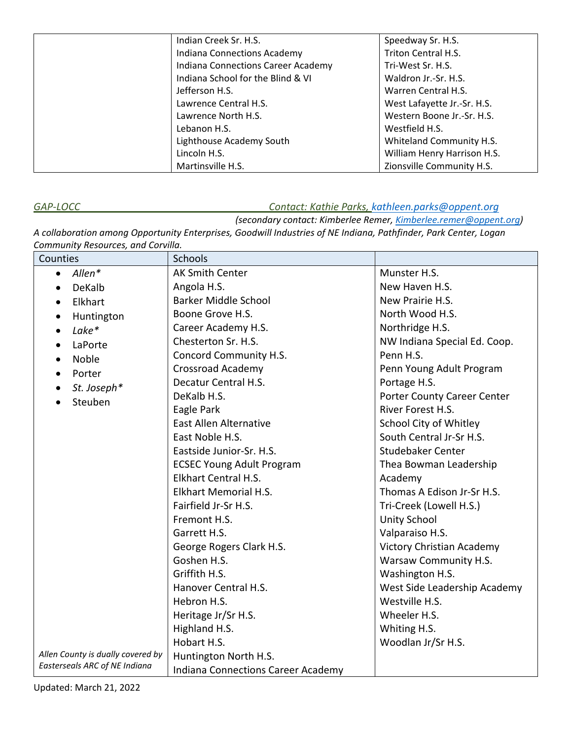| | | |
|---|---|---|
| | Indian Creek Sr. H.S. | Speedway Sr. H.S. |
| | Indiana Connections Academy | Triton Central H.S. |
| | Indiana Connections Career Academy | Tri-West Sr. H.S. |
| | Indiana School for the Blind & VI | Waldron Jr.-Sr. H.S. |
| | Jefferson H.S. | Warren Central H.S. |
| | Lawrence Central H.S. | West Lafayette Jr.-Sr. H.S. |
| | Lawrence North H.S. | Western Boone Jr.-Sr. H.S. |
| | Lebanon H.S. | Westfield H.S. |
| | Lighthouse Academy South | Whiteland Community H.S. |
| | Lincoln H.S. | William Henry Harrison H.S. |
| | Martinsville H.S. | Zionsville Community H.S. |

*GAP-LOCC* *Contact: Kathie Parks, kathleen.parks@oppent.org*
*(secondary contact: Kimberlee Remer, Kimberlee.remer@oppent.org)*

*A collaboration among Opportunity Enterprises, Goodwill Industries of NE Indiana, Pathfinder, Park Center, Logan Community Resources, and Corvilla.*

| Counties | Schools | |
|---|---|---|
| • *Allen** | AK Smith Center | Munster H.S. |
| • DeKalb | Angola H.S. | New Haven H.S. |
| • Elkhart | Barker Middle School | New Prairie H.S. |
| • Huntington | Boone Grove H.S. | North Wood H.S. |
| • *Lake** | Career Academy H.S. | Northridge H.S. |
| • LaPorte | Chesterton Sr. H.S. | NW Indiana Special Ed. Coop. |
| • Noble | Concord Community H.S. | Penn H.S. |
| • Porter | Crossroad Academy | Penn Young Adult Program |
| • *St. Joseph** | Decatur Central H.S. | Portage H.S. |
| • Steuben | DeKalb H.S. | Porter County Career Center |
| | Eagle Park | River Forest H.S. |
| | East Allen Alternative | School City of Whitley |
| | East Noble H.S. | South Central Jr-Sr H.S. |
| | Eastside Junior-Sr. H.S. | Studebaker Center |
| | ECSEC Young Adult Program | Thea Bowman Leadership Academy |
| | Elkhart Central H.S. | Thomas A Edison Jr-Sr H.S. |
| | Elkhart Memorial H.S. | Tri-Creek (Lowell H.S.) |
| | Fairfield Jr-Sr H.S. | Unity School |
| | Fremont H.S. | Valparaiso H.S. |
| | Garrett H.S. | Victory Christian Academy |
| | George Rogers Clark H.S. | Warsaw Community H.S. |
| | Goshen H.S. | Washington H.S. |
| | Griffith H.S. | West Side Leadership Academy |
| | Hanover Central H.S. | Westville H.S. |
| | Hebron H.S. | Wheeler H.S. |
| | Heritage Jr/Sr H.S. | Whiting H.S. |
| | Highland H.S. | Woodlan Jr/Sr H.S. |
| | Hobart H.S. | |
| *Allen County is dually covered by Easterseals ARC of NE Indiana* | Huntington North H.S. | |
| | Indiana Connections Career Academy | |

Updated: March 21, 2022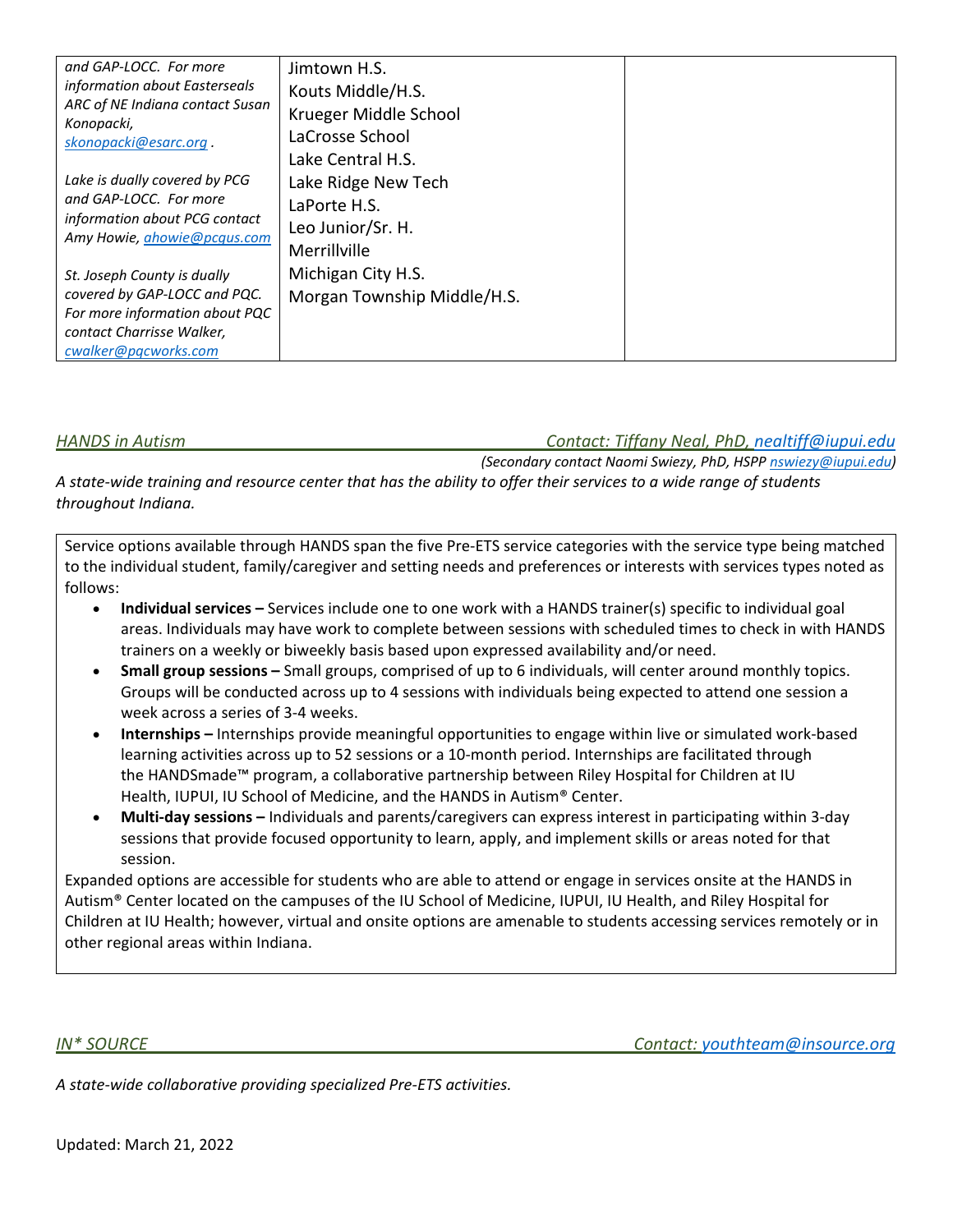| | | |
|---|---|---|
| *and GAP-LOCC. For more information about Easterseals ARC of NE Indiana contact Susan Konopacki, [skonopacki@esarc.org](mailto:skonopacki@esarc.org).*<br><br>*Lake is dually covered by PCG and GAP-LOCC. For more information about PCG contact Amy Howie, [ahowie@pcgus.com](mailto:ahowie@pcgus.com)*<br><br>*St. Joseph County is dually covered by GAP-LOCC and PQC. For more information about PQC contact Charrisse Walker, [cwalker@pqcworks.com](mailto:cwalker@pqcworks.com)* | Jimtown H.S.<br>Kouts Middle/H.S.<br>Krueger Middle School<br>LaCrosse School<br>Lake Central H.S.<br>Lake Ridge New Tech<br>LaPorte H.S.<br>Leo Junior/Sr. H.<br>Merrillville<br>Michigan City H.S.<br>Morgan Township Middle/H.S. | |

*HANDS in Autism* — *Contact: Tiffany Neal, PhD, [nealtiff@iupui.edu](mailto:nealtiff@iupui.edu)*

*(Secondary contact Naomi Swiezy, PhD, HSPP [nswiezy@iupui.edu](mailto:nswiezy@iupui.edu))*

*A state-wide training and resource center that has the ability to offer their services to a wide range of students throughout Indiana.*

Service options available through HANDS span the five Pre-ETS service categories with the service type being matched to the individual student, family/caregiver and setting needs and preferences or interests with services types noted as follows:

- **Individual services –** Services include one to one work with a HANDS trainer(s) specific to individual goal areas. Individuals may have work to complete between sessions with scheduled times to check in with HANDS trainers on a weekly or biweekly basis based upon expressed availability and/or need.
- **Small group sessions –** Small groups, comprised of up to 6 individuals, will center around monthly topics. Groups will be conducted across up to 4 sessions with individuals being expected to attend one session a week across a series of 3-4 weeks.
- **Internships –** Internships provide meaningful opportunities to engage within live or simulated work-based learning activities across up to 52 sessions or a 10-month period. Internships are facilitated through the HANDSmade™ program, a collaborative partnership between Riley Hospital for Children at IU Health, IUPUI, IU School of Medicine, and the HANDS in Autism® Center.
- **Multi-day sessions –** Individuals and parents/caregivers can express interest in participating within 3-day sessions that provide focused opportunity to learn, apply, and implement skills or areas noted for that session.

Expanded options are accessible for students who are able to attend or engage in services onsite at the HANDS in Autism® Center located on the campuses of the IU School of Medicine, IUPUI, IU Health, and Riley Hospital for Children at IU Health; however, virtual and onsite options are amenable to students accessing services remotely or in other regional areas within Indiana.

*IN* SOURCE* — *Contact: [youthteam@insource.org](mailto:youthteam@insource.org)*

*A state-wide collaborative providing specialized Pre-ETS activities.*

Updated: March 21, 2022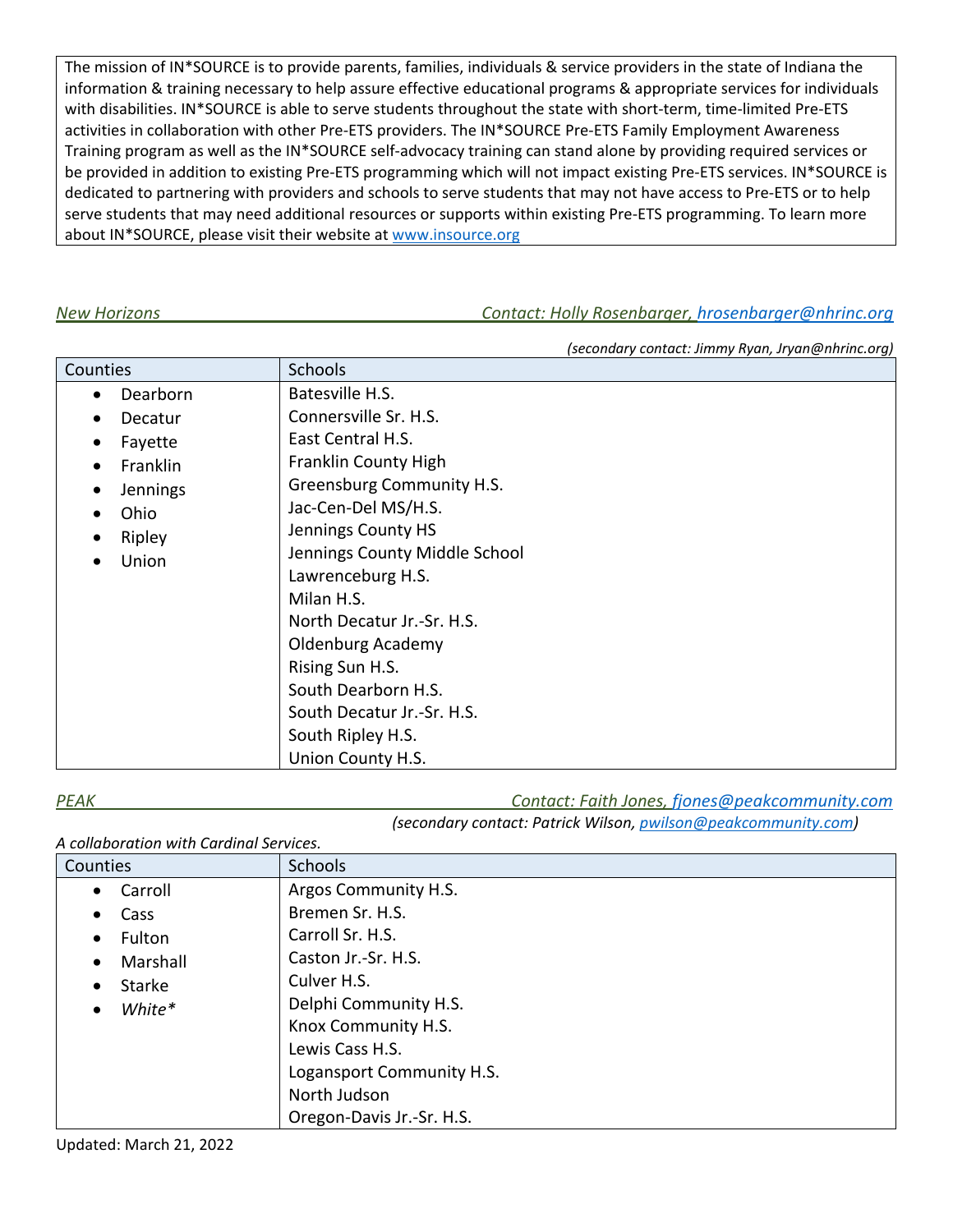The mission of IN*SOURCE is to provide parents, families, individuals & service providers in the state of Indiana the information & training necessary to help assure effective educational programs & appropriate services for individuals with disabilities. IN*SOURCE is able to serve students throughout the state with short-term, time-limited Pre-ETS activities in collaboration with other Pre-ETS providers. The IN*SOURCE Pre-ETS Family Employment Awareness Training program as well as the IN*SOURCE self-advocacy training can stand alone by providing required services or be provided in addition to existing Pre-ETS programming which will not impact existing Pre-ETS services. IN*SOURCE is dedicated to partnering with providers and schools to serve students that may not have access to Pre-ETS or to help serve students that may need additional resources or supports within existing Pre-ETS programming. To learn more about IN*SOURCE, please visit their website at www.insource.org

*New Horizons* — *Contact: Holly Rosenbarger, hrosenbarger@nhrinc.org*

*(secondary contact: Jimmy Ryan, Jryan@nhrinc.org)*

| Counties | Schools |
| --- | --- |
| • Dearborn<br>• Decatur<br>• Fayette<br>• Franklin<br>• Jennings<br>• Ohio<br>• Ripley<br>• Union | Batesville H.S.<br>Connersville Sr. H.S.<br>East Central H.S.<br>Franklin County High<br>Greensburg Community H.S.<br>Jac-Cen-Del MS/H.S.<br>Jennings County HS<br>Jennings County Middle School<br>Lawrenceburg H.S.<br>Milan H.S.<br>North Decatur Jr.-Sr. H.S.<br>Oldenburg Academy<br>Rising Sun H.S.<br>South Dearborn H.S.<br>South Decatur Jr.-Sr. H.S.<br>South Ripley H.S.<br>Union County H.S. |

*PEAK* — *Contact: Faith Jones, fjones@peakcommunity.com*

*(secondary contact: Patrick Wilson, pwilson@peakcommunity.com)*

*A collaboration with Cardinal Services.*

| Counties | Schools |
| --- | --- |
| • Carroll<br>• Cass<br>• Fulton<br>• Marshall<br>• Starke<br>• *White** | Argos Community H.S.<br>Bremen Sr. H.S.<br>Carroll Sr. H.S.<br>Caston Jr.-Sr. H.S.<br>Culver H.S.<br>Delphi Community H.S.<br>Knox Community H.S.<br>Lewis Cass H.S.<br>Logansport Community H.S.<br>North Judson<br>Oregon-Davis Jr.-Sr. H.S. |

Updated: March 21, 2022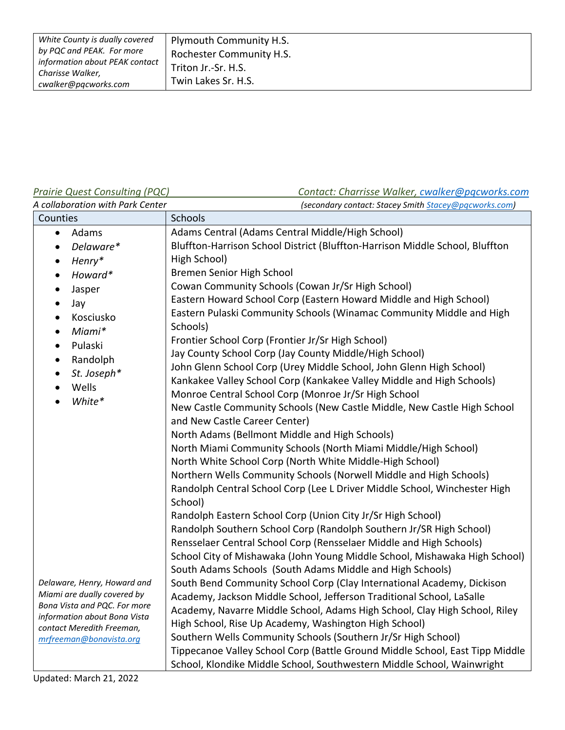| | |
|---|---|
| *White County is dually covered by PQC and PEAK. For more information about PEAK contact Charisse Walker, cwalker@pqcworks.com* | Plymouth Community H.S.<br>Rochester Community H.S.<br>Triton Jr.-Sr. H.S.<br>Twin Lakes Sr. H.S. |

*Prairie Quest Consulting (PQC)* *Contact: Charrisse Walker, cwalker@pqcworks.com*

*A collaboration with Park Center* *(secondary contact: Stacey Smith Stacey@pqcworks.com)*

| Counties | Schools |
|---|---|
| • Adams<br>• *Delaware\**<br>• *Henry\**<br>• *Howard\**<br>• Jasper<br>• Jay<br>• Kosciusko<br>• *Miami\**<br>• Pulaski<br>• Randolph<br>• *St. Joseph\**<br>• Wells<br>• *White\**<br><br>*Delaware, Henry, Howard and Miami are dually covered by Bona Vista and PQC. For more information about Bona Vista contact Meredith Freeman, mrfreeman@bonavista.org* | Adams Central (Adams Central Middle/High School)<br>Bluffton-Harrison School District (Bluffton-Harrison Middle School, Bluffton High School)<br>Bremen Senior High School<br>Cowan Community Schools (Cowan Jr/Sr High School)<br>Eastern Howard School Corp (Eastern Howard Middle and High School)<br>Eastern Pulaski Community Schools (Winamac Community Middle and High Schools)<br>Frontier School Corp (Frontier Jr/Sr High School)<br>Jay County School Corp (Jay County Middle/High School)<br>John Glenn School Corp (Urey Middle School, John Glenn High School)<br>Kankakee Valley School Corp (Kankakee Valley Middle and High Schools)<br>Monroe Central School Corp (Monroe Jr/Sr High School<br>New Castle Community Schools (New Castle Middle, New Castle High School and New Castle Career Center)<br>North Adams (Bellmont Middle and High Schools)<br>North Miami Community Schools (North Miami Middle/High School)<br>North White School Corp (North White Middle-High School)<br>Northern Wells Community Schools (Norwell Middle and High Schools)<br>Randolph Central School Corp (Lee L Driver Middle School, Winchester High School)<br>Randolph Eastern School Corp (Union City Jr/Sr High School)<br>Randolph Southern School Corp (Randolph Southern Jr/SR High School)<br>Rensselaer Central School Corp (Rensselaer Middle and High Schools)<br>School City of Mishawaka (John Young Middle School, Mishawaka High School)<br>South Adams Schools (South Adams Middle and High Schools)<br>South Bend Community School Corp (Clay International Academy, Dickison Academy, Jackson Middle School, Jefferson Traditional School, LaSalle Academy, Navarre Middle School, Adams High School, Clay High School, Riley High School, Rise Up Academy, Washington High School)<br>Southern Wells Community Schools (Southern Jr/Sr High School)<br>Tippecanoe Valley School Corp (Battle Ground Middle School, East Tipp Middle School, Klondike Middle School, Southwestern Middle School, Wainwright |

Updated: March 21, 2022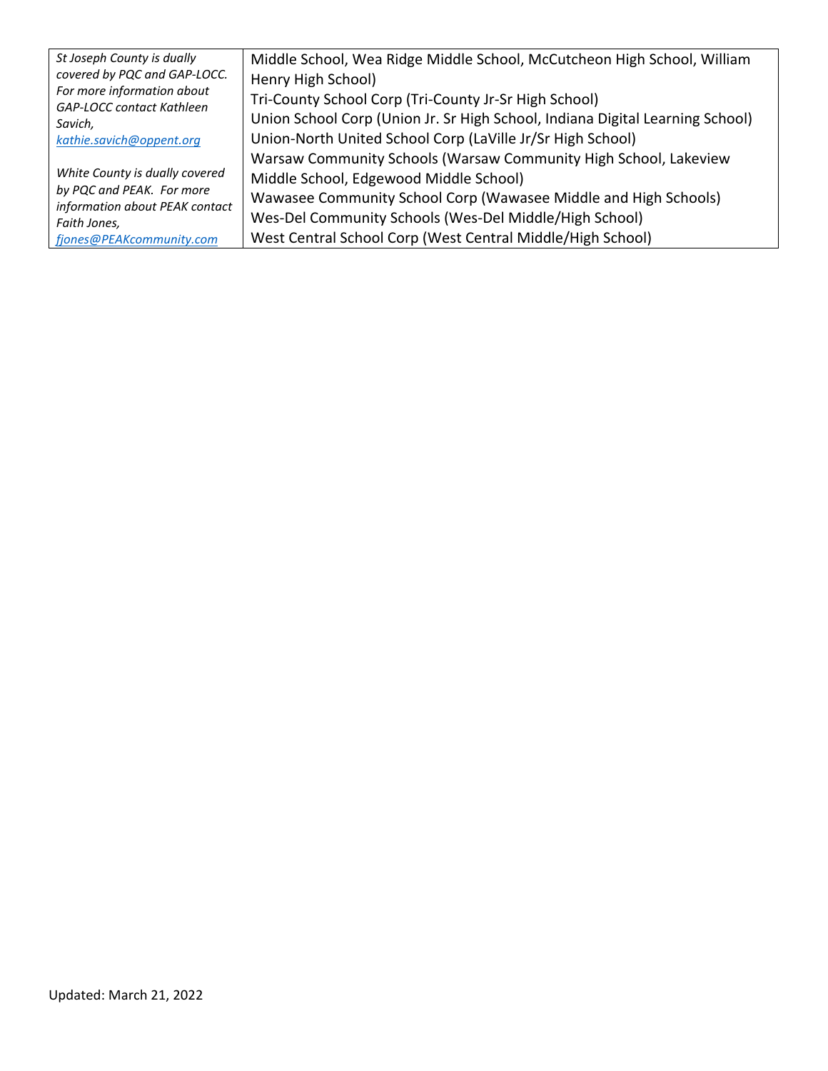| | |
|---|---|
| *St Joseph County is dually covered by PQC and GAP-LOCC. For more information about GAP-LOCC contact Kathleen Savich, [kathie.savich@oppent.org](mailto:kathie.savich@oppent.org)*<br><br>*White County is dually covered by PQC and PEAK. For more information about PEAK contact Faith Jones, [fjones@PEAKcommunity.com](mailto:fjones@PEAKcommunity.com)* | Middle School, Wea Ridge Middle School, McCutcheon High School, William Henry High School)<br>Tri-County School Corp (Tri-County Jr-Sr High School)<br>Union School Corp (Union Jr. Sr High School, Indiana Digital Learning School)<br>Union-North United School Corp (LaVille Jr/Sr High School)<br>Warsaw Community Schools (Warsaw Community High School, Lakeview Middle School, Edgewood Middle School)<br>Wawasee Community School Corp (Wawasee Middle and High Schools)<br>Wes-Del Community Schools (Wes-Del Middle/High School)<br>West Central School Corp (West Central Middle/High School) |

Updated: March 21, 2022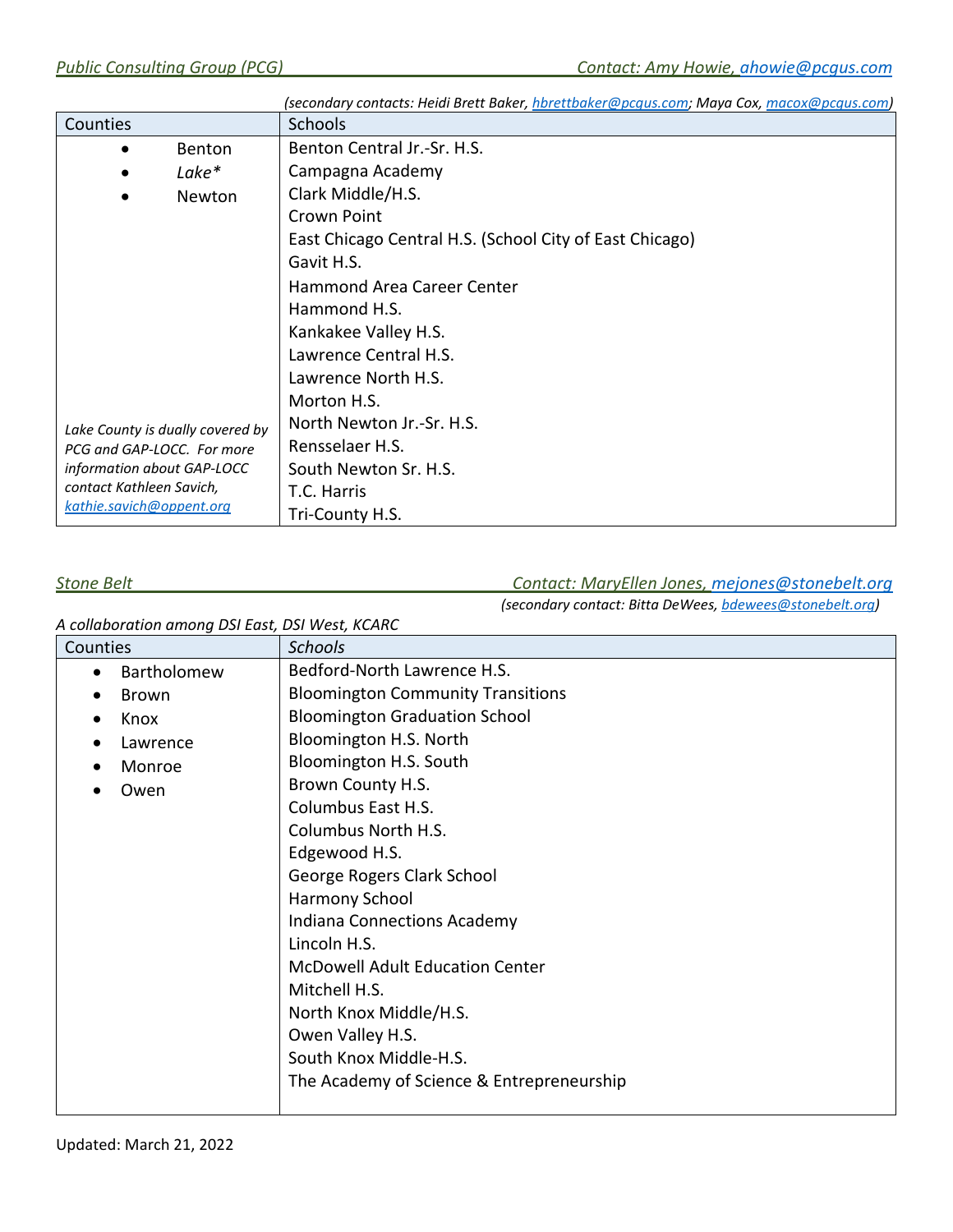*Public Consulting Group (PCG)* *Contact: Amy Howie, ahowie@pcgus.com*

*(secondary contacts: Heidi Brett Baker, hbrettbaker@pcgus.com; Maya Cox, macox@pcgus.com)*

| Counties | Schools |
|---|---|
| • Benton<br>• *Lake**<br>• Newton<br><br>*Lake County is dually covered by PCG and GAP-LOCC. For more information about GAP-LOCC contact Kathleen Savich, kathie.savich@oppent.org* | Benton Central Jr.-Sr. H.S.<br>Campagna Academy<br>Clark Middle/H.S.<br>Crown Point<br>East Chicago Central H.S. (School City of East Chicago)<br>Gavit H.S.<br>Hammond Area Career Center<br>Hammond H.S.<br>Kankakee Valley H.S.<br>Lawrence Central H.S.<br>Lawrence North H.S.<br>Morton H.S.<br>North Newton Jr.-Sr. H.S.<br>Rensselaer H.S.<br>South Newton Sr. H.S.<br>T.C. Harris<br>Tri-County H.S. |

*Stone Belt* *Contact: MaryEllen Jones, mejones@stonebelt.org*

*(secondary contact: Bitta DeWees, bdewees@stonebelt.org)*

*A collaboration among DSI East, DSI West, KCARC*

| Counties | *Schools* |
|---|---|
| • Bartholomew<br>• Brown<br>• Knox<br>• Lawrence<br>• Monroe<br>• Owen | Bedford-North Lawrence H.S.<br>Bloomington Community Transitions<br>Bloomington Graduation School<br>Bloomington H.S. North<br>Bloomington H.S. South<br>Brown County H.S.<br>Columbus East H.S.<br>Columbus North H.S.<br>Edgewood H.S.<br>George Rogers Clark School<br>Harmony School<br>Indiana Connections Academy<br>Lincoln H.S.<br>McDowell Adult Education Center<br>Mitchell H.S.<br>North Knox Middle/H.S.<br>Owen Valley H.S.<br>South Knox Middle-H.S.<br>The Academy of Science & Entrepreneurship |

Updated: March 21, 2022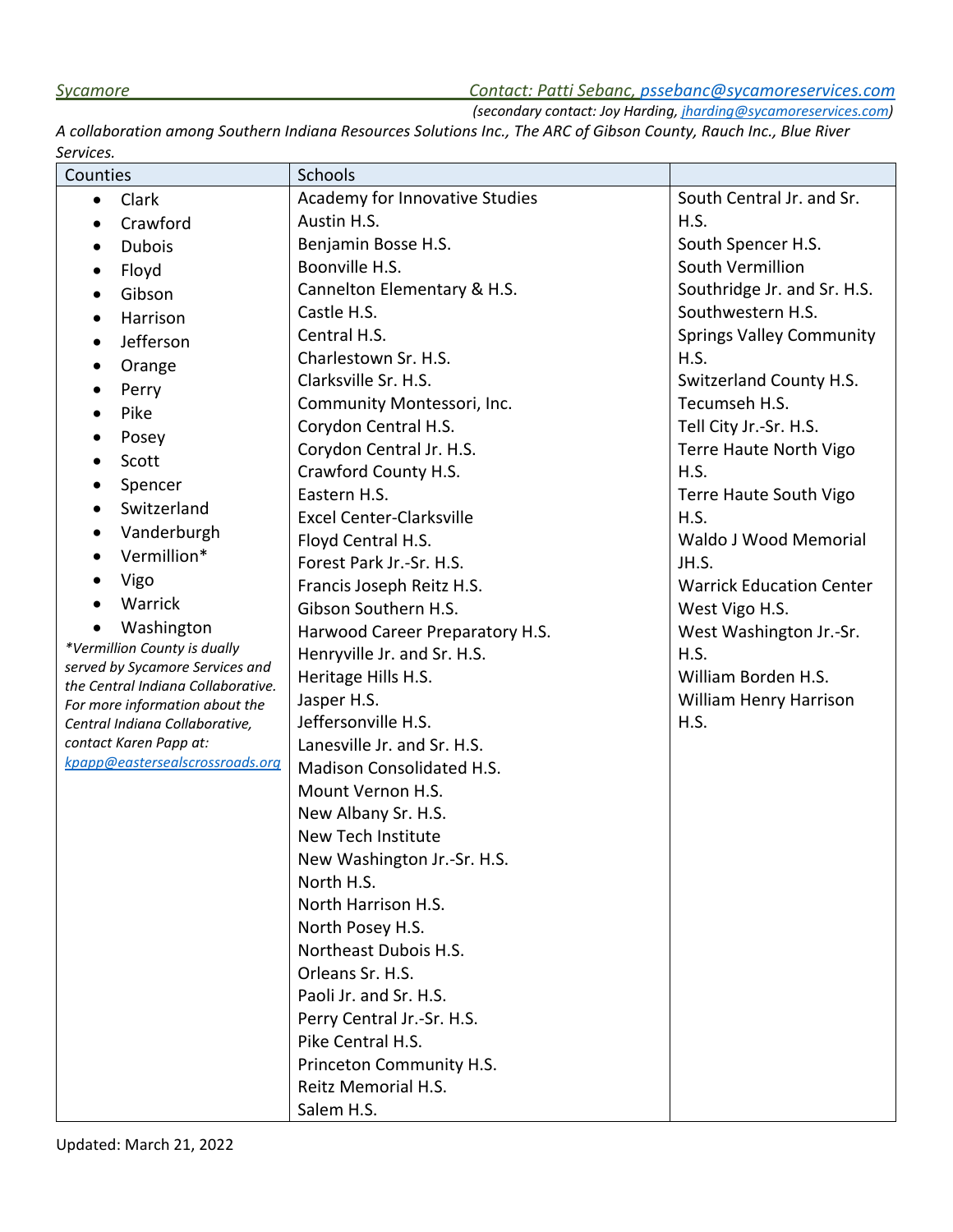*Sycamore* — *Contact: Patti Sebanc, pssebanc@sycamoreservices.com*
*(secondary contact: Joy Harding, jharding@sycamoreservices.com)*

*A collaboration among Southern Indiana Resources Solutions Inc., The ARC of Gibson County, Rauch Inc., Blue River Services.*

| Counties | Schools | |
|---|---|---|
| • Clark<br>• Crawford<br>• Dubois<br>• Floyd<br>• Gibson<br>• Harrison<br>• Jefferson<br>• Orange<br>• Perry<br>• Pike<br>• Posey<br>• Scott<br>• Spencer<br>• Switzerland<br>• Vanderburgh<br>• Vermillion*<br>• Vigo<br>• Warrick<br>• Washington<br>*\*Vermillion County is dually served by Sycamore Services and the Central Indiana Collaborative. For more information about the Central Indiana Collaborative, contact Karen Papp at: kpapp@eastersealscrossroads.org* | Academy for Innovative Studies<br>Austin H.S.<br>Benjamin Bosse H.S.<br>Boonville H.S.<br>Cannelton Elementary & H.S.<br>Castle H.S.<br>Central H.S.<br>Charlestown Sr. H.S.<br>Clarksville Sr. H.S.<br>Community Montessori, Inc.<br>Corydon Central H.S.<br>Corydon Central Jr. H.S.<br>Crawford County H.S.<br>Eastern H.S.<br>Excel Center-Clarksville<br>Floyd Central H.S.<br>Forest Park Jr.-Sr. H.S.<br>Francis Joseph Reitz H.S.<br>Gibson Southern H.S.<br>Harwood Career Preparatory H.S.<br>Henryville Jr. and Sr. H.S.<br>Heritage Hills H.S.<br>Jasper H.S.<br>Jeffersonville H.S.<br>Lanesville Jr. and Sr. H.S.<br>Madison Consolidated H.S.<br>Mount Vernon H.S.<br>New Albany Sr. H.S.<br>New Tech Institute<br>New Washington Jr.-Sr. H.S.<br>North H.S.<br>North Harrison H.S.<br>North Posey H.S.<br>Northeast Dubois H.S.<br>Orleans Sr. H.S.<br>Paoli Jr. and Sr. H.S.<br>Perry Central Jr.-Sr. H.S.<br>Pike Central H.S.<br>Princeton Community H.S.<br>Reitz Memorial H.S.<br>Salem H.S. | South Central Jr. and Sr. H.S.<br>South Spencer H.S.<br>South Vermillion<br>Southridge Jr. and Sr. H.S.<br>Southwestern H.S.<br>Springs Valley Community H.S.<br>Switzerland County H.S.<br>Tecumseh H.S.<br>Tell City Jr.-Sr. H.S.<br>Terre Haute North Vigo H.S.<br>Terre Haute South Vigo H.S.<br>Waldo J Wood Memorial JH.S.<br>Warrick Education Center<br>West Vigo H.S.<br>West Washington Jr.-Sr. H.S.<br>William Borden H.S.<br>William Henry Harrison H.S. |

Updated: March 21, 2022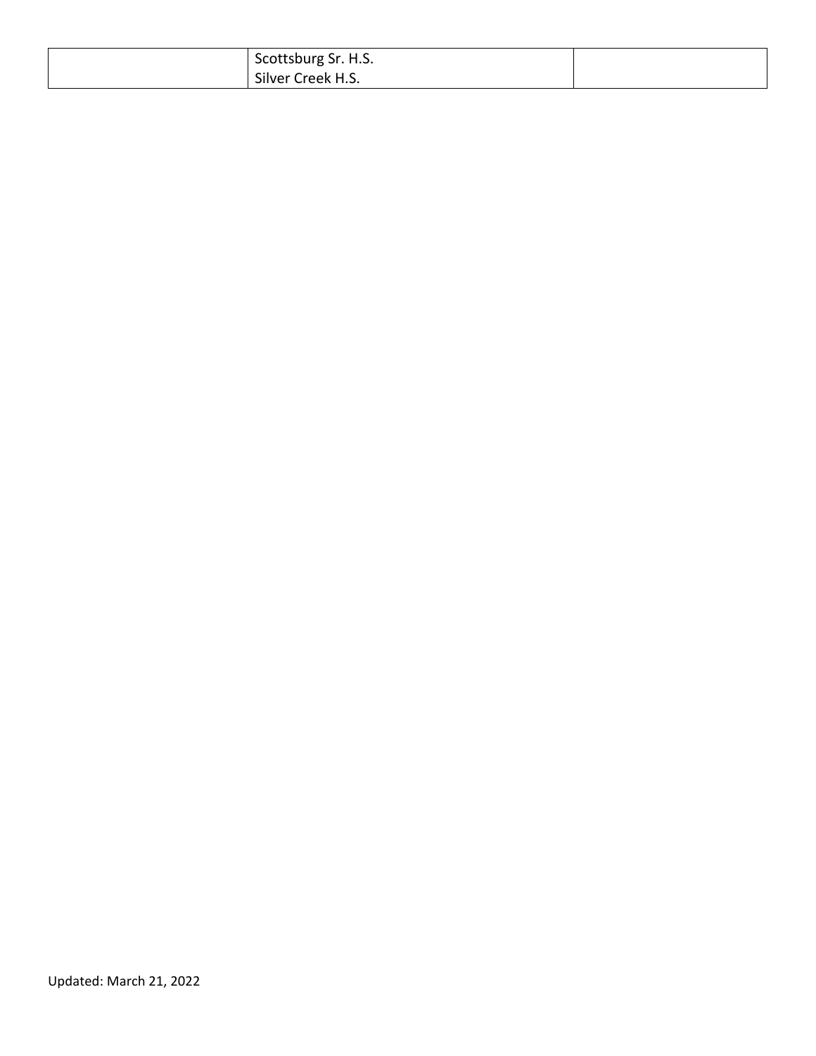| | | |
|---|---|---|
| | Scottsburg Sr. H.S.<br>Silver Creek H.S. | |

Updated: March 21, 2022